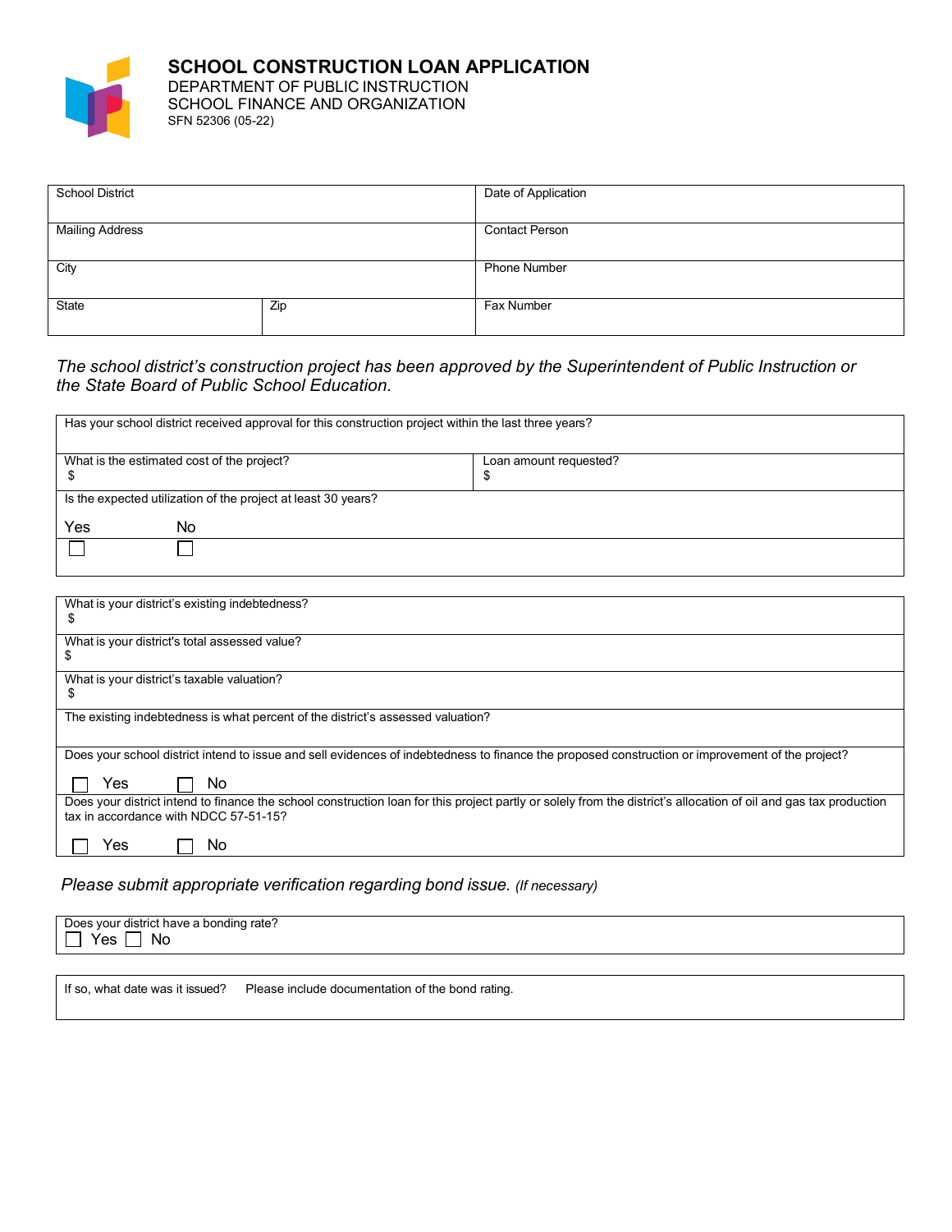# SCHOOL CONSTRUCTION LOAN APPLICATION

DEPARTMENT OF PUBLIC INSTRUCTION
SCHOOL FINANCE AND ORGANIZATION
SFN 52306 (05-22)

| School District | | Date of Application |
|---|---|---|
| Mailing Address | | Contact Person |
| City | | Phone Number |
| State | Zip | Fax Number |

*The school district's construction project has been approved by the Superintendent of Public Instruction or the State Board of Public School Education.*

| | |
|---|---|
| Has your school district received approval for this construction project within the last three years? | |
| What is the estimated cost of the project?<br>$ | Loan amount requested?<br>$ |
| Is the expected utilization of the project at least 30 years?<br>Yes ☐ No ☐ | |

| |
|---|
| What is your district's existing indebtedness?<br>$ |
| What is your district's total assessed value?<br>$ |
| What is your district's taxable valuation?<br>$ |
| The existing indebtedness is what percent of the district's assessed valuation? |
| Does your school district intend to issue and sell evidences of indebtedness to finance the proposed construction or improvement of the project?<br>☐ Yes ☐ No |
| Does your district intend to finance the school construction loan for this project partly or solely from the district's allocation of oil and gas tax production tax in accordance with NDCC 57-51-15?<br>☐ Yes ☐ No |

*Please submit appropriate verification regarding bond issue. (If necessary)*

| |
|---|
| Does your district have a bonding rate?<br>☐ Yes ☐ No |

| |
|---|
| If so, what date was it issued? Please include documentation of the bond rating. |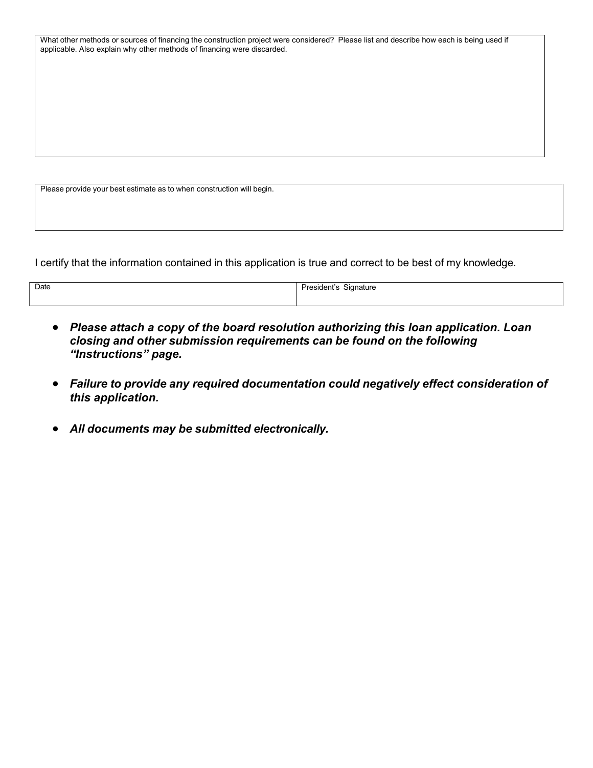| What other methods or sources of financing the construction project were considered? Please list and describe how each is being used if applicable. Also explain why other methods of financing were discarded. |
|---|
| |

| Please provide your best estimate as to when construction will begin. |
|---|
| |

I certify that the information contained in this application is true and correct to be best of my knowledge.

| Date | President's Signature |
|---|---|
| | |

- ***Please attach a copy of the board resolution authorizing this loan application. Loan closing and other submission requirements can be found on the following "Instructions" page.***

- ***Failure to provide any required documentation could negatively effect consideration of this application.***

- ***All documents may be submitted electronically.***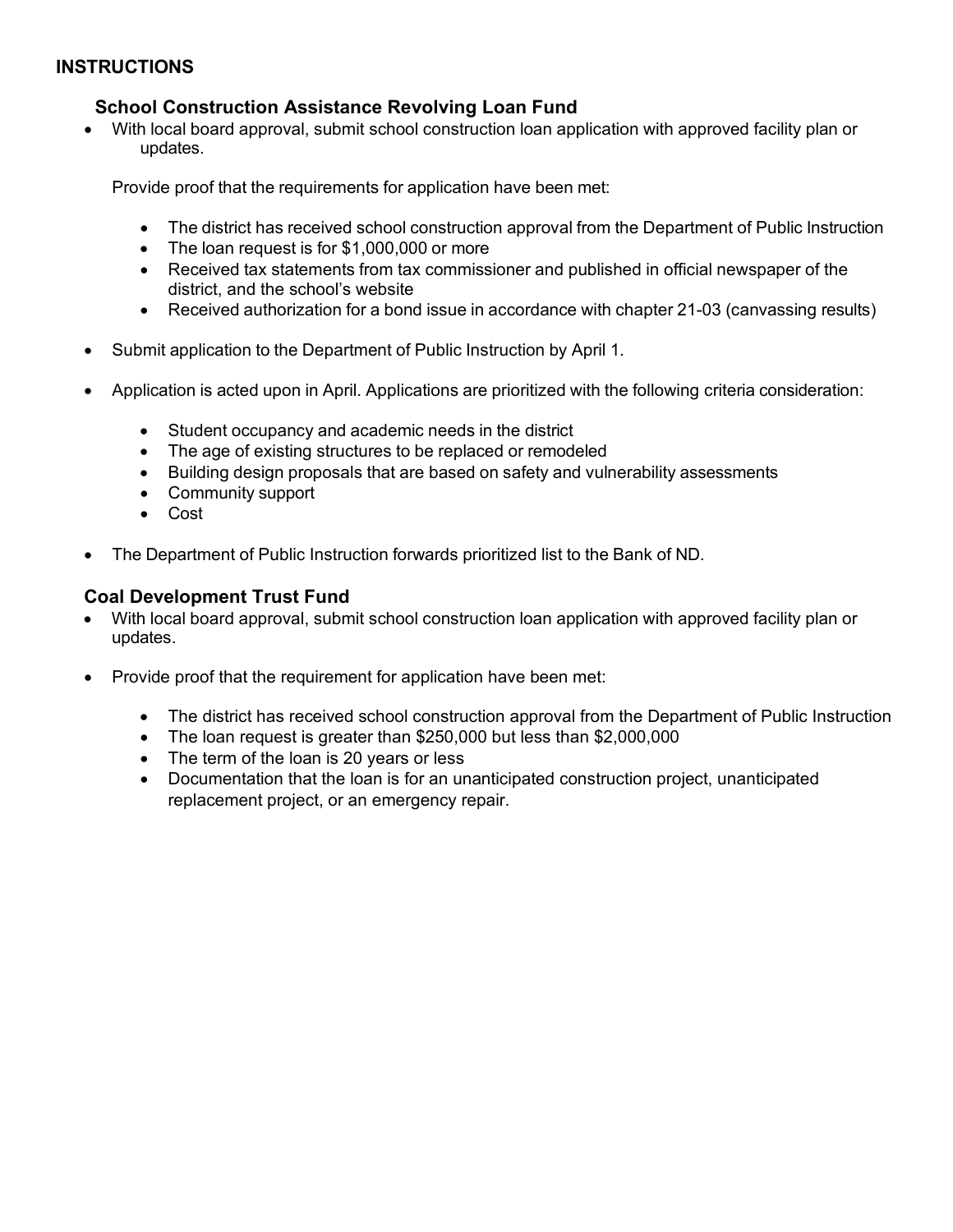# INSTRUCTIONS

## School Construction Assistance Revolving Loan Fund

- With local board approval, submit school construction loan application with approved facility plan or updates.

  Provide proof that the requirements for application have been met:

  - The district has received school construction approval from the Department of Public Instruction
  - The loan request is for $1,000,000 or more
  - Received tax statements from tax commissioner and published in official newspaper of the district, and the school's website
  - Received authorization for a bond issue in accordance with chapter 21-03 (canvassing results)

- Submit application to the Department of Public Instruction by April 1.

- Application is acted upon in April. Applications are prioritized with the following criteria consideration:

  - Student occupancy and academic needs in the district
  - The age of existing structures to be replaced or remodeled
  - Building design proposals that are based on safety and vulnerability assessments
  - Community support
  - Cost

- The Department of Public Instruction forwards prioritized list to the Bank of ND.

## Coal Development Trust Fund

- With local board approval, submit school construction loan application with approved facility plan or updates.

- Provide proof that the requirement for application have been met:

  - The district has received school construction approval from the Department of Public Instruction
  - The loan request is greater than $250,000 but less than $2,000,000
  - The term of the loan is 20 years or less
  - Documentation that the loan is for an unanticipated construction project, unanticipated replacement project, or an emergency repair.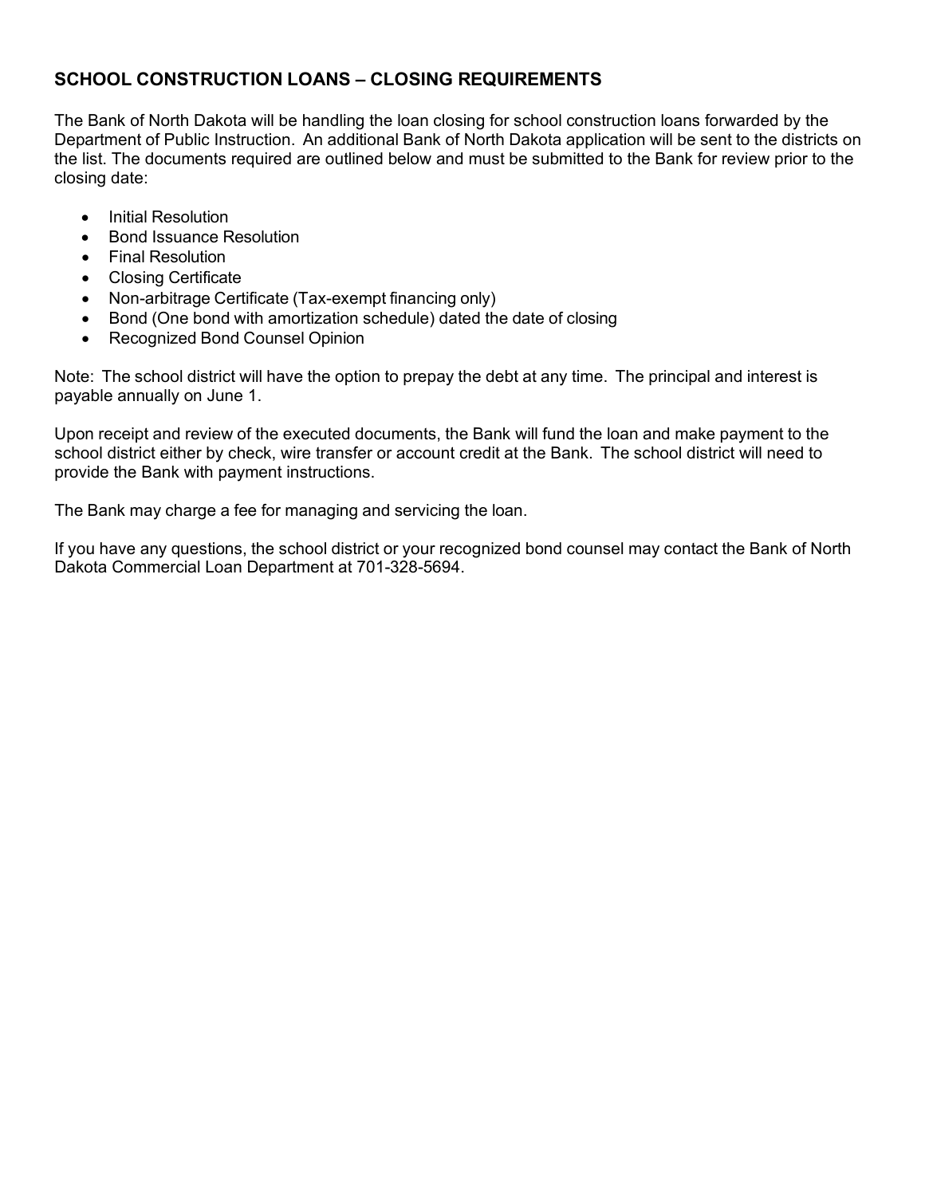## SCHOOL CONSTRUCTION LOANS – CLOSING REQUIREMENTS

The Bank of North Dakota will be handling the loan closing for school construction loans forwarded by the Department of Public Instruction. An additional Bank of North Dakota application will be sent to the districts on the list. The documents required are outlined below and must be submitted to the Bank for review prior to the closing date:

- Initial Resolution
- Bond Issuance Resolution
- Final Resolution
- Closing Certificate
- Non-arbitrage Certificate (Tax-exempt financing only)
- Bond (One bond with amortization schedule) dated the date of closing
- Recognized Bond Counsel Opinion

Note: The school district will have the option to prepay the debt at any time. The principal and interest is payable annually on June 1.

Upon receipt and review of the executed documents, the Bank will fund the loan and make payment to the school district either by check, wire transfer or account credit at the Bank. The school district will need to provide the Bank with payment instructions.

The Bank may charge a fee for managing and servicing the loan.

If you have any questions, the school district or your recognized bond counsel may contact the Bank of North Dakota Commercial Loan Department at 701-328-5694.